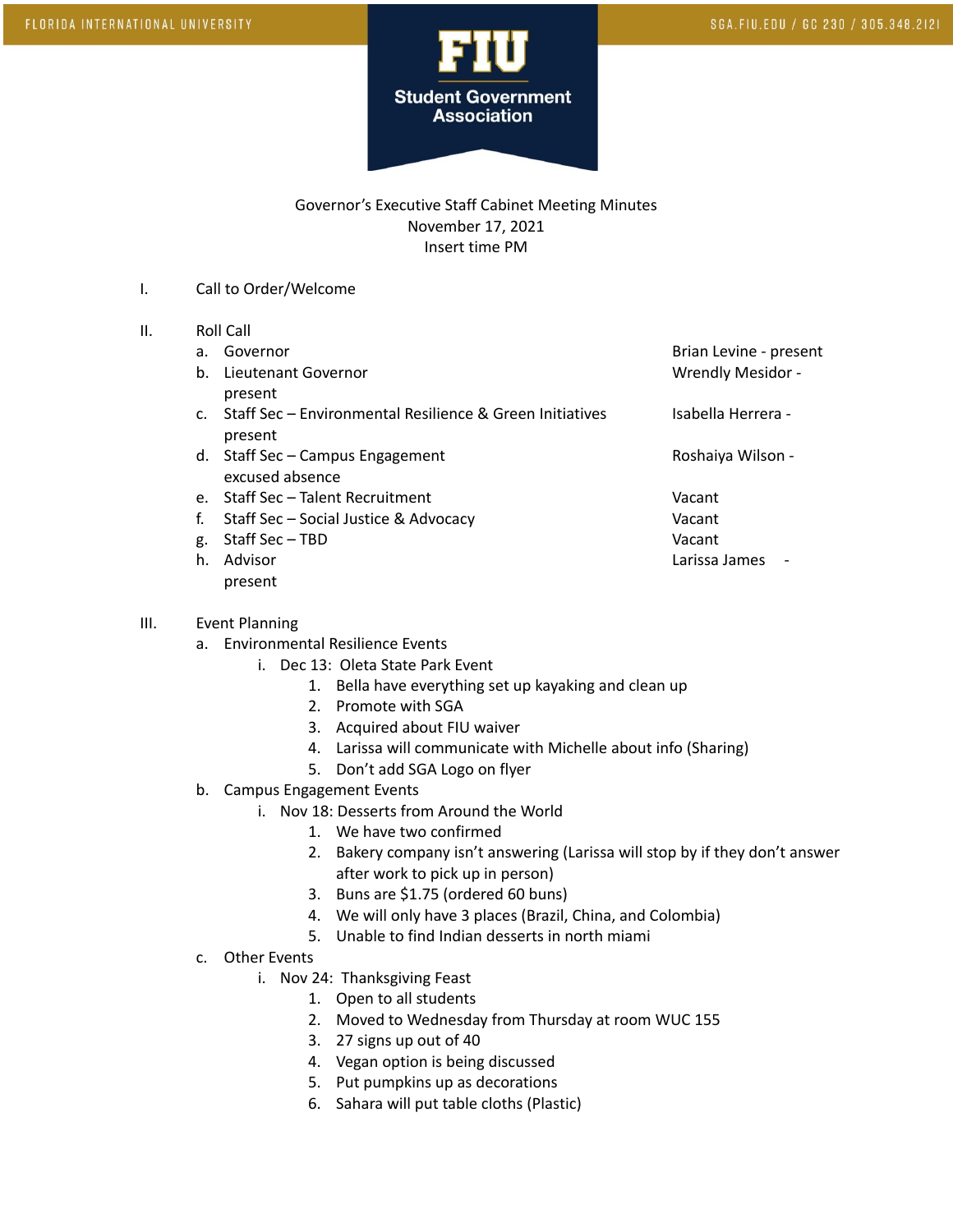Governor's Executive Staff Cabinet Meeting Minutes
November 17, 2021
Insert time PM

I. Call to Order/Welcome

II. Roll Call

   a. Governor — Brian Levine - present
   b. Lieutenant Governor — Wrendly Mesidor - present
   c. Staff Sec – Environmental Resilience & Green Initiatives — Isabella Herrera - present
   d. Staff Sec – Campus Engagement — Roshaiya Wilson - excused absence
   e. Staff Sec – Talent Recruitment — Vacant
   f. Staff Sec – Social Justice & Advocacy — Vacant
   g. Staff Sec – TBD — Vacant
   h. Advisor — Larissa James - present

III. Event Planning

   a. Environmental Resilience Events
      i. Dec 13: Oleta State Park Event
         1. Bella have everything set up kayaking and clean up
         2. Promote with SGA
         3. Acquired about FIU waiver
         4. Larissa will communicate with Michelle about info (Sharing)
         5. Don't add SGA Logo on flyer
   b. Campus Engagement Events
      i. Nov 18: Desserts from Around the World
         1. We have two confirmed
         2. Bakery company isn't answering (Larissa will stop by if they don't answer after work to pick up in person)
         3. Buns are $1.75 (ordered 60 buns)
         4. We will only have 3 places (Brazil, China, and Colombia)
         5. Unable to find Indian desserts in north miami
   c. Other Events
      i. Nov 24: Thanksgiving Feast
         1. Open to all students
         2. Moved to Wednesday from Thursday at room WUC 155
         3. 27 signs up out of 40
         4. Vegan option is being discussed
         5. Put pumpkins up as decorations
         6. Sahara will put table cloths (Plastic)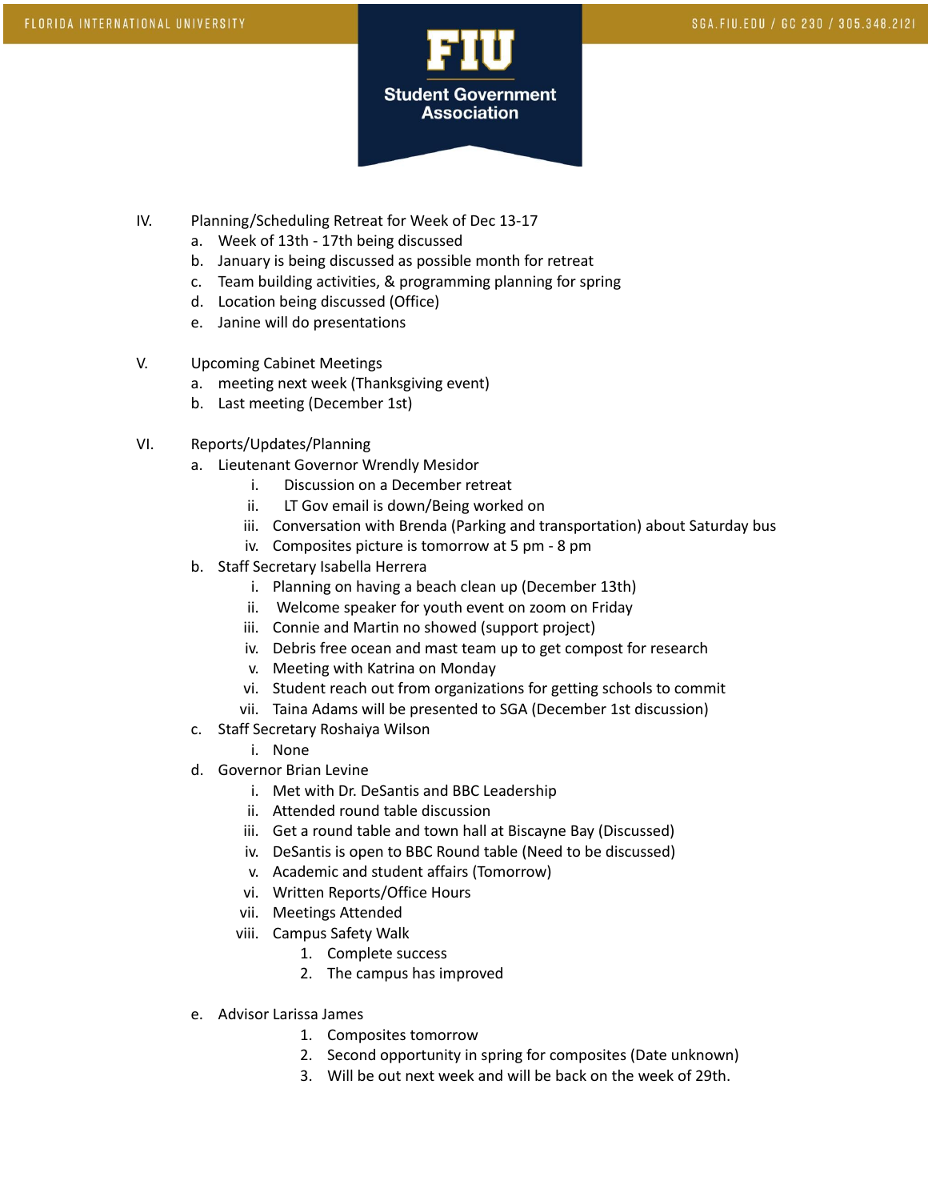IV. Planning/Scheduling Retreat for Week of Dec 13-17

   a. Week of 13th - 17th being discussed
   b. January is being discussed as possible month for retreat
   c. Team building activities, & programming planning for spring
   d. Location being discussed (Office)
   e. Janine will do presentations

V. Upcoming Cabinet Meetings

   a. meeting next week (Thanksgiving event)
   b. Last meeting (December 1st)

VI. Reports/Updates/Planning

   a. Lieutenant Governor Wrendly Mesidor
      i. Discussion on a December retreat
      ii. LT Gov email is down/Being worked on
      iii. Conversation with Brenda (Parking and transportation) about Saturday bus
      iv. Composites picture is tomorrow at 5 pm - 8 pm
   b. Staff Secretary Isabella Herrera
      i. Planning on having a beach clean up (December 13th)
      ii. Welcome speaker for youth event on zoom on Friday
      iii. Connie and Martin no showed (support project)
      iv. Debris free ocean and mast team up to get compost for research
      v. Meeting with Katrina on Monday
      vi. Student reach out from organizations for getting schools to commit
      vii. Taina Adams will be presented to SGA (December 1st discussion)
   c. Staff Secretary Roshaiya Wilson
      i. None
   d. Governor Brian Levine
      i. Met with Dr. DeSantis and BBC Leadership
      ii. Attended round table discussion
      iii. Get a round table and town hall at Biscayne Bay (Discussed)
      iv. DeSantis is open to BBC Round table (Need to be discussed)
      v. Academic and student affairs (Tomorrow)
      vi. Written Reports/Office Hours
      vii. Meetings Attended
      viii. Campus Safety Walk
         1. Complete success
         2. The campus has improved
   e. Advisor Larissa James
      1. Composites tomorrow
      2. Second opportunity in spring for composites (Date unknown)
      3. Will be out next week and will be back on the week of 29th.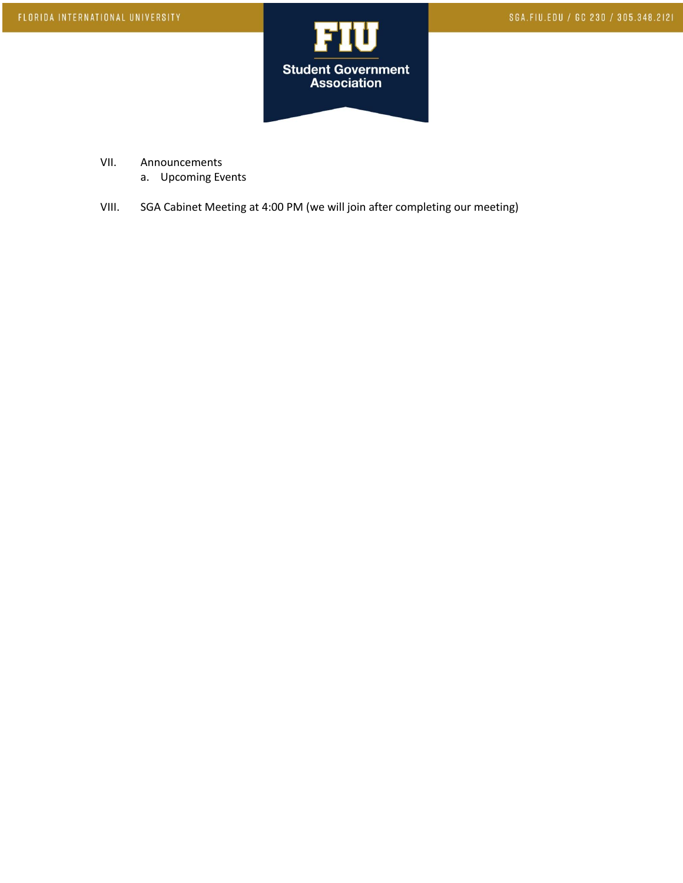VII. Announcements
   a. Upcoming Events

VIII. SGA Cabinet Meeting at 4:00 PM (we will join after completing our meeting)